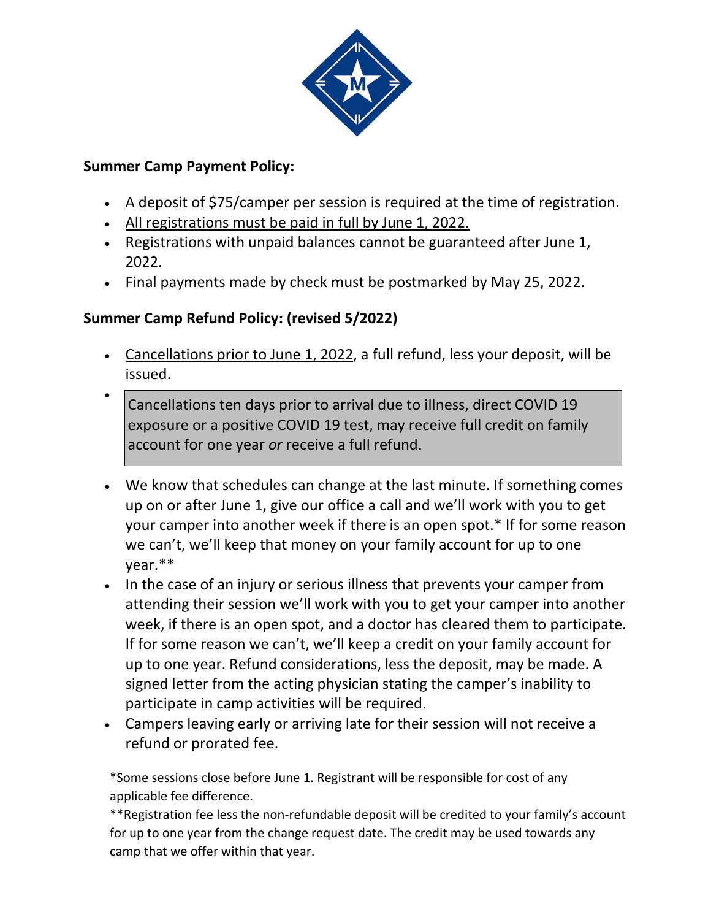**Summer Camp Payment Policy:**

- A deposit of $75/camper per session is required at the time of registration.
- <u>All registrations must be paid in full by June 1, 2022.</u>
- Registrations with unpaid balances cannot be guaranteed after June 1, 2022.
- Final payments made by check must be postmarked by May 25, 2022.

**Summer Camp Refund Policy: (revised 5/2022)**

- <u>Cancellations prior to June 1, 2022</u>, a full refund, less your deposit, will be issued.
- Cancellations ten days prior to arrival due to illness, direct COVID 19 exposure or a positive COVID 19 test, may receive full credit on family account for one year *or* receive a full refund.
- We know that schedules can change at the last minute. If something comes up on or after June 1, give our office a call and we'll work with you to get your camper into another week if there is an open spot.* If for some reason we can't, we'll keep that money on your family account for up to one year.**
- In the case of an injury or serious illness that prevents your camper from attending their session we'll work with you to get your camper into another week, if there is an open spot, and a doctor has cleared them to participate. If for some reason we can't, we'll keep a credit on your family account for up to one year. Refund considerations, less the deposit, may be made. A signed letter from the acting physician stating the camper's inability to participate in camp activities will be required.
- Campers leaving early or arriving late for their session will not receive a refund or prorated fee.

*Some sessions close before June 1. Registrant will be responsible for cost of any applicable fee difference.

**Registration fee less the non-refundable deposit will be credited to your family's account for up to one year from the change request date. The credit may be used towards any camp that we offer within that year.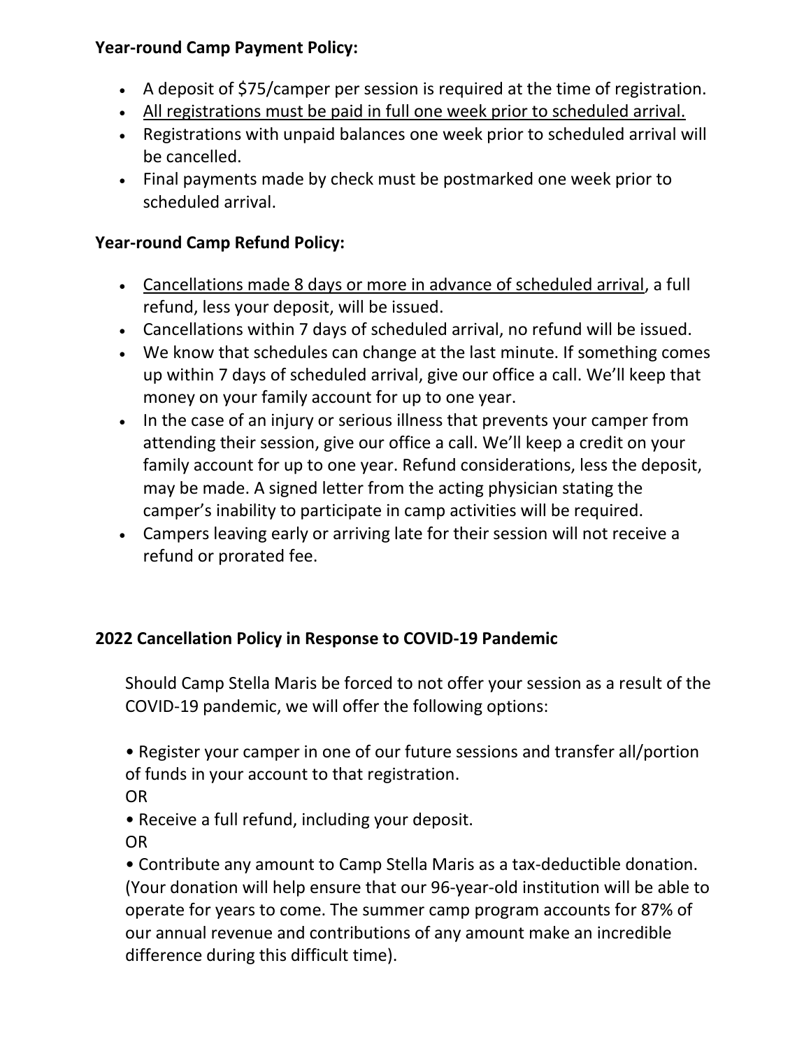**Year-round Camp Payment Policy:**

- A deposit of $75/camper per session is required at the time of registration.
- <u>All registrations must be paid in full one week prior to scheduled arrival.</u>
- Registrations with unpaid balances one week prior to scheduled arrival will be cancelled.
- Final payments made by check must be postmarked one week prior to scheduled arrival.

**Year-round Camp Refund Policy:**

- <u>Cancellations made 8 days or more in advance of scheduled arrival</u>, a full refund, less your deposit, will be issued.
- Cancellations within 7 days of scheduled arrival, no refund will be issued.
- We know that schedules can change at the last minute. If something comes up within 7 days of scheduled arrival, give our office a call. We'll keep that money on your family account for up to one year.
- In the case of an injury or serious illness that prevents your camper from attending their session, give our office a call. We'll keep a credit on your family account for up to one year. Refund considerations, less the deposit, may be made. A signed letter from the acting physician stating the camper's inability to participate in camp activities will be required.
- Campers leaving early or arriving late for their session will not receive a refund or prorated fee.

**2022 Cancellation Policy in Response to COVID-19 Pandemic**

Should Camp Stella Maris be forced to not offer your session as a result of the COVID-19 pandemic, we will offer the following options:

• Register your camper in one of our future sessions and transfer all/portion of funds in your account to that registration.

OR

• Receive a full refund, including your deposit.

OR

• Contribute any amount to Camp Stella Maris as a tax-deductible donation. (Your donation will help ensure that our 96-year-old institution will be able to operate for years to come. The summer camp program accounts for 87% of our annual revenue and contributions of any amount make an incredible difference during this difficult time).